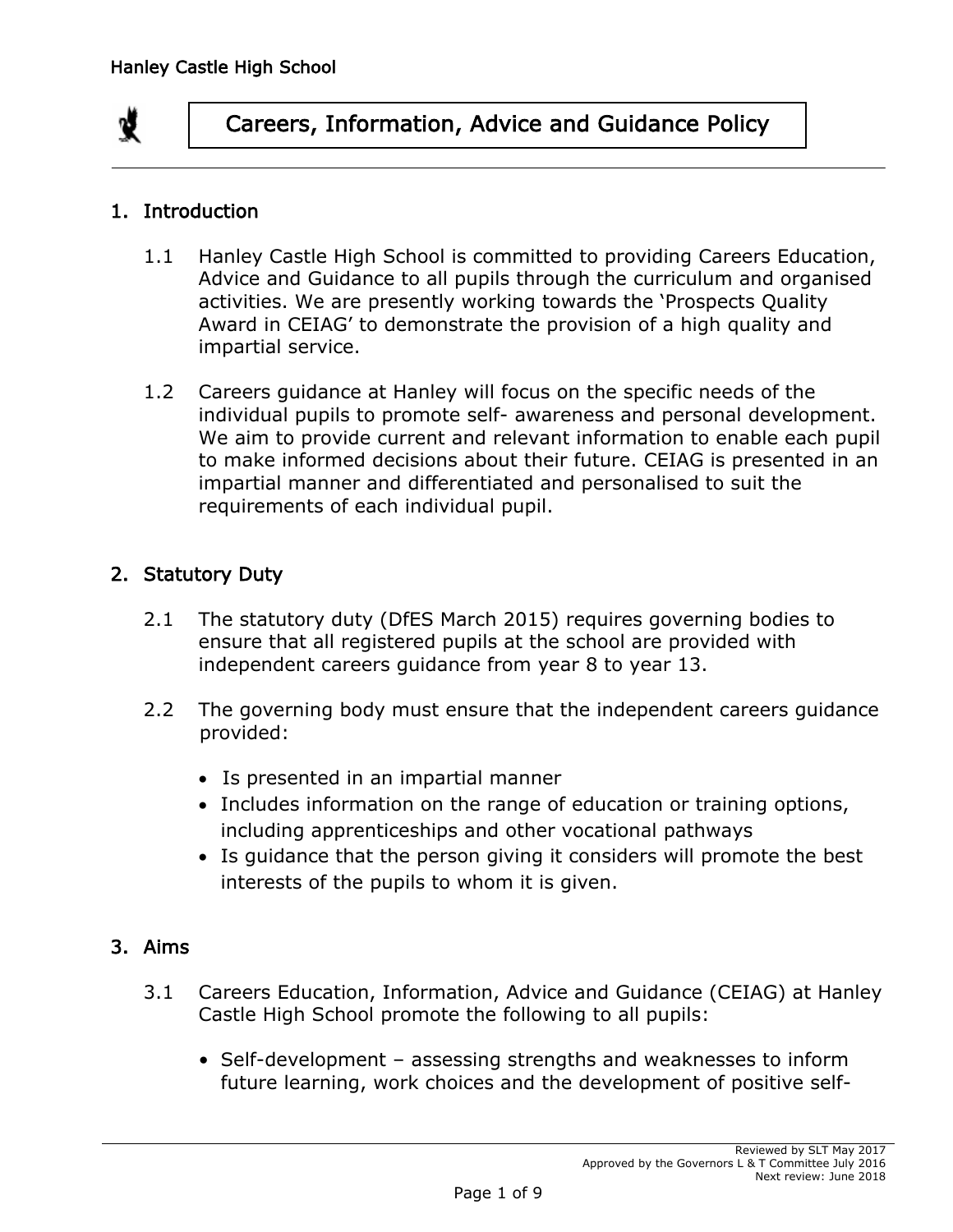# Careers, Information, Advice and Guidance Policy

## 1. Introduction

1.1 Hanley Castle High School is committed to providing Careers Education, Advice and Guidance to all pupils through the curriculum and organised activities. We are presently working towards the 'Prospects Quality Award in CEIAG' to demonstrate the provision of a high quality and impartial service.

1.2 Careers guidance at Hanley will focus on the specific needs of the individual pupils to promote self- awareness and personal development. We aim to provide current and relevant information to enable each pupil to make informed decisions about their future. CEIAG is presented in an impartial manner and differentiated and personalised to suit the requirements of each individual pupil.

## 2. Statutory Duty

2.1 The statutory duty (DfES March 2015) requires governing bodies to ensure that all registered pupils at the school are provided with independent careers guidance from year 8 to year 13.

2.2 The governing body must ensure that the independent careers guidance provided:

- Is presented in an impartial manner
- Includes information on the range of education or training options, including apprenticeships and other vocational pathways
- Is guidance that the person giving it considers will promote the best interests of the pupils to whom it is given.

## 3. Aims

3.1 Careers Education, Information, Advice and Guidance (CEIAG) at Hanley Castle High School promote the following to all pupils:

- Self-development – assessing strengths and weaknesses to inform future learning, work choices and the development of positive self-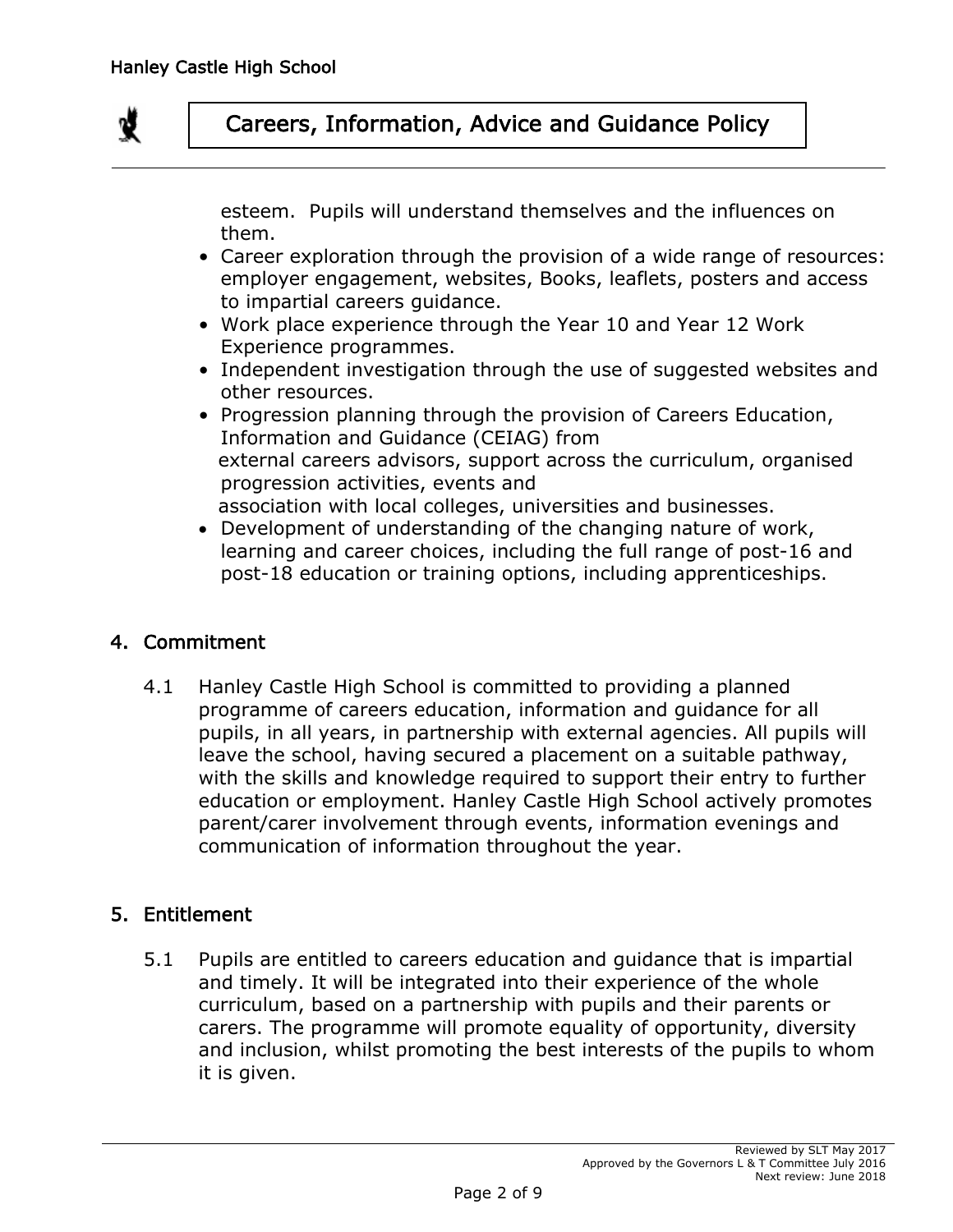esteem. Pupils will understand themselves and the influences on them.

- Career exploration through the provision of a wide range of resources: employer engagement, websites, Books, leaflets, posters and access to impartial careers guidance.
- Work place experience through the Year 10 and Year 12 Work Experience programmes.
- Independent investigation through the use of suggested websites and other resources.
- Progression planning through the provision of Careers Education, Information and Guidance (CEIAG) from external careers advisors, support across the curriculum, organised progression activities, events and association with local colleges, universities and businesses.
- Development of understanding of the changing nature of work, learning and career choices, including the full range of post-16 and post-18 education or training options, including apprenticeships.

## 4. Commitment

4.1 Hanley Castle High School is committed to providing a planned programme of careers education, information and guidance for all pupils, in all years, in partnership with external agencies. All pupils will leave the school, having secured a placement on a suitable pathway, with the skills and knowledge required to support their entry to further education or employment. Hanley Castle High School actively promotes parent/carer involvement through events, information evenings and communication of information throughout the year.

## 5. Entitlement

5.1 Pupils are entitled to careers education and guidance that is impartial and timely. It will be integrated into their experience of the whole curriculum, based on a partnership with pupils and their parents or carers. The programme will promote equality of opportunity, diversity and inclusion, whilst promoting the best interests of the pupils to whom it is given.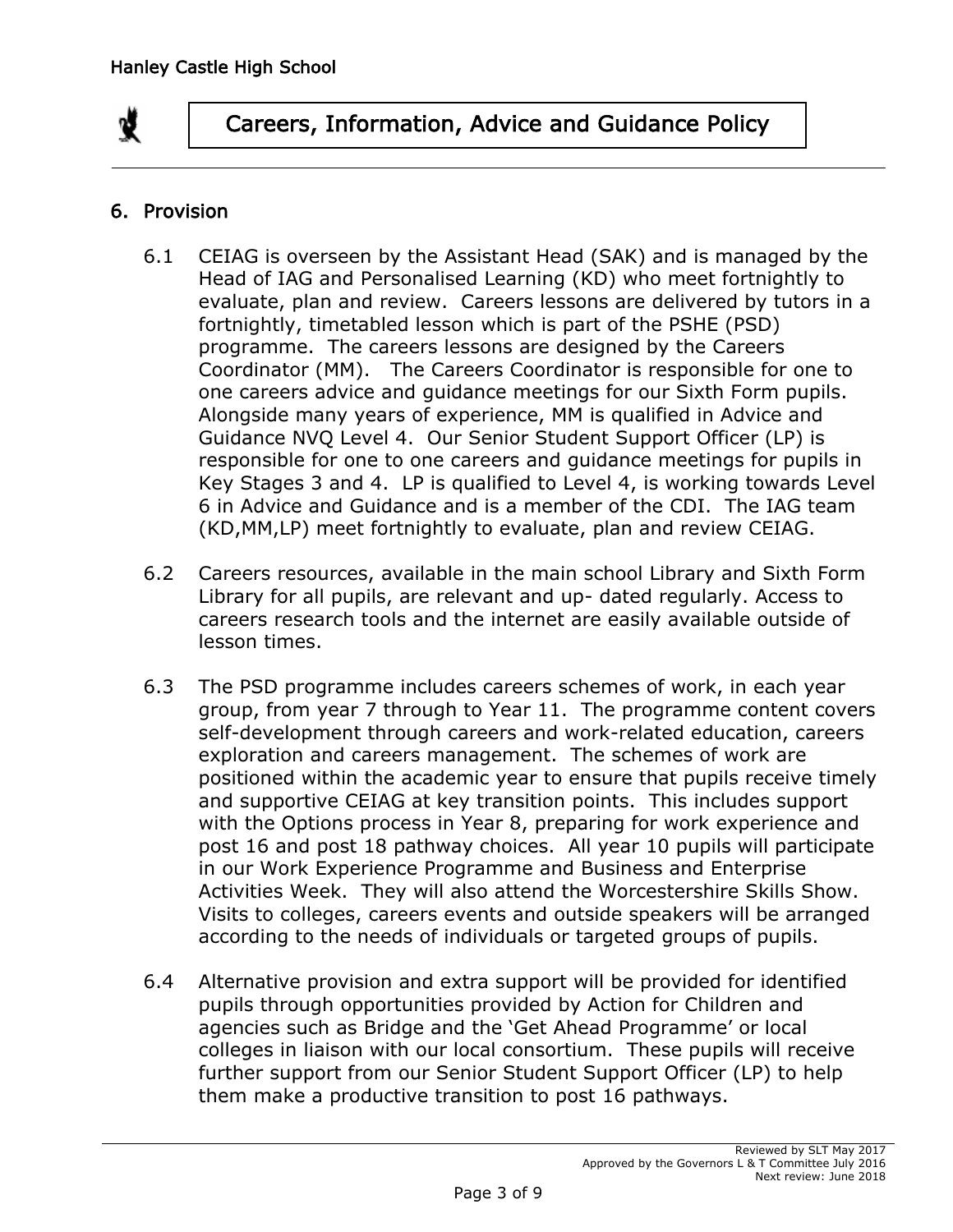## 6. Provision

6.1 CEIAG is overseen by the Assistant Head (SAK) and is managed by the Head of IAG and Personalised Learning (KD) who meet fortnightly to evaluate, plan and review. Careers lessons are delivered by tutors in a fortnightly, timetabled lesson which is part of the PSHE (PSD) programme. The careers lessons are designed by the Careers Coordinator (MM). The Careers Coordinator is responsible for one to one careers advice and guidance meetings for our Sixth Form pupils. Alongside many years of experience, MM is qualified in Advice and Guidance NVQ Level 4. Our Senior Student Support Officer (LP) is responsible for one to one careers and guidance meetings for pupils in Key Stages 3 and 4. LP is qualified to Level 4, is working towards Level 6 in Advice and Guidance and is a member of the CDI. The IAG team (KD,MM,LP) meet fortnightly to evaluate, plan and review CEIAG.

6.2 Careers resources, available in the main school Library and Sixth Form Library for all pupils, are relevant and up- dated regularly. Access to careers research tools and the internet are easily available outside of lesson times.

6.3 The PSD programme includes careers schemes of work, in each year group, from year 7 through to Year 11. The programme content covers self-development through careers and work-related education, careers exploration and careers management. The schemes of work are positioned within the academic year to ensure that pupils receive timely and supportive CEIAG at key transition points. This includes support with the Options process in Year 8, preparing for work experience and post 16 and post 18 pathway choices. All year 10 pupils will participate in our Work Experience Programme and Business and Enterprise Activities Week. They will also attend the Worcestershire Skills Show. Visits to colleges, careers events and outside speakers will be arranged according to the needs of individuals or targeted groups of pupils.

6.4 Alternative provision and extra support will be provided for identified pupils through opportunities provided by Action for Children and agencies such as Bridge and the 'Get Ahead Programme' or local colleges in liaison with our local consortium. These pupils will receive further support from our Senior Student Support Officer (LP) to help them make a productive transition to post 16 pathways.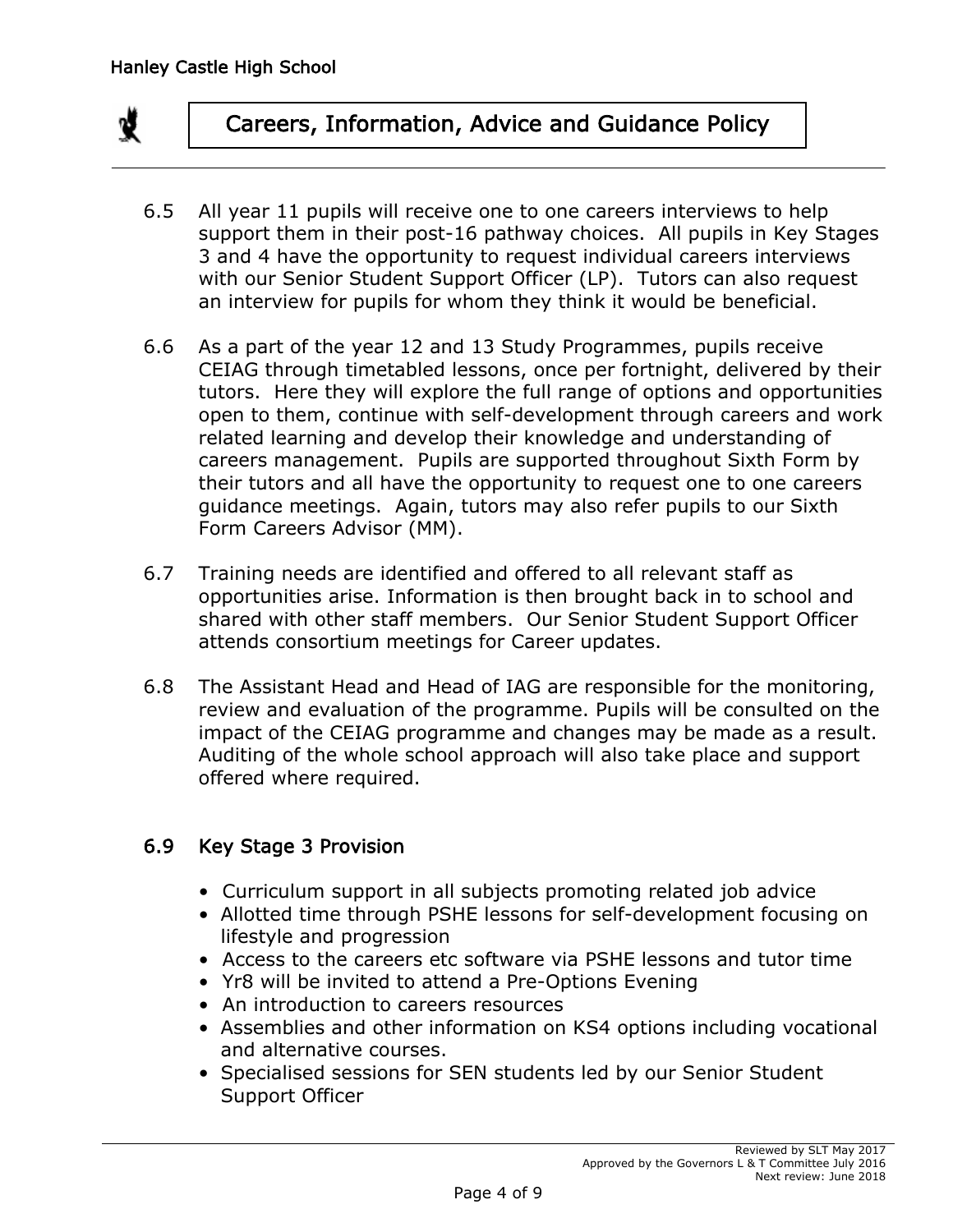6.5 All year 11 pupils will receive one to one careers interviews to help support them in their post-16 pathway choices. All pupils in Key Stages 3 and 4 have the opportunity to request individual careers interviews with our Senior Student Support Officer (LP). Tutors can also request an interview for pupils for whom they think it would be beneficial.

6.6 As a part of the year 12 and 13 Study Programmes, pupils receive CEIAG through timetabled lessons, once per fortnight, delivered by their tutors. Here they will explore the full range of options and opportunities open to them, continue with self-development through careers and work related learning and develop their knowledge and understanding of careers management. Pupils are supported throughout Sixth Form by their tutors and all have the opportunity to request one to one careers guidance meetings. Again, tutors may also refer pupils to our Sixth Form Careers Advisor (MM).

6.7 Training needs are identified and offered to all relevant staff as opportunities arise. Information is then brought back in to school and shared with other staff members. Our Senior Student Support Officer attends consortium meetings for Career updates.

6.8 The Assistant Head and Head of IAG are responsible for the monitoring, review and evaluation of the programme. Pupils will be consulted on the impact of the CEIAG programme and changes may be made as a result. Auditing of the whole school approach will also take place and support offered where required.

## 6.9 Key Stage 3 Provision

- Curriculum support in all subjects promoting related job advice
- Allotted time through PSHE lessons for self-development focusing on lifestyle and progression
- Access to the careers etc software via PSHE lessons and tutor time
- Yr8 will be invited to attend a Pre-Options Evening
- An introduction to careers resources
- Assemblies and other information on KS4 options including vocational and alternative courses.
- Specialised sessions for SEN students led by our Senior Student Support Officer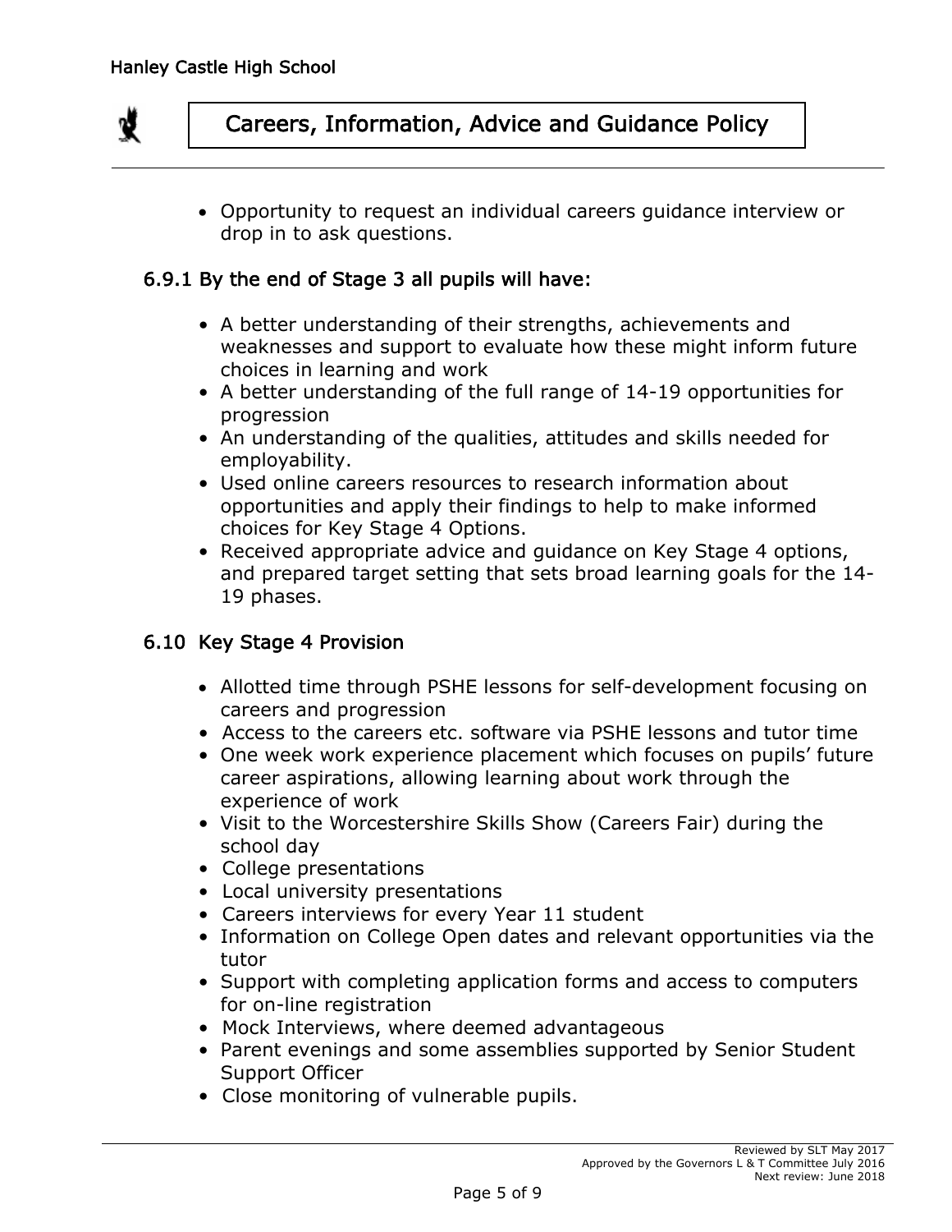- Opportunity to request an individual careers guidance interview or drop in to ask questions.

### 6.9.1 By the end of Stage 3 all pupils will have:

- A better understanding of their strengths, achievements and weaknesses and support to evaluate how these might inform future choices in learning and work
- A better understanding of the full range of 14-19 opportunities for progression
- An understanding of the qualities, attitudes and skills needed for employability.
- Used online careers resources to research information about opportunities and apply their findings to help to make informed choices for Key Stage 4 Options.
- Received appropriate advice and guidance on Key Stage 4 options, and prepared target setting that sets broad learning goals for the 14-19 phases.

### 6.10 Key Stage 4 Provision

- Allotted time through PSHE lessons for self-development focusing on careers and progression
- Access to the careers etc. software via PSHE lessons and tutor time
- One week work experience placement which focuses on pupils' future career aspirations, allowing learning about work through the experience of work
- Visit to the Worcestershire Skills Show (Careers Fair) during the school day
- College presentations
- Local university presentations
- Careers interviews for every Year 11 student
- Information on College Open dates and relevant opportunities via the tutor
- Support with completing application forms and access to computers for on-line registration
- Mock Interviews, where deemed advantageous
- Parent evenings and some assemblies supported by Senior Student Support Officer
- Close monitoring of vulnerable pupils.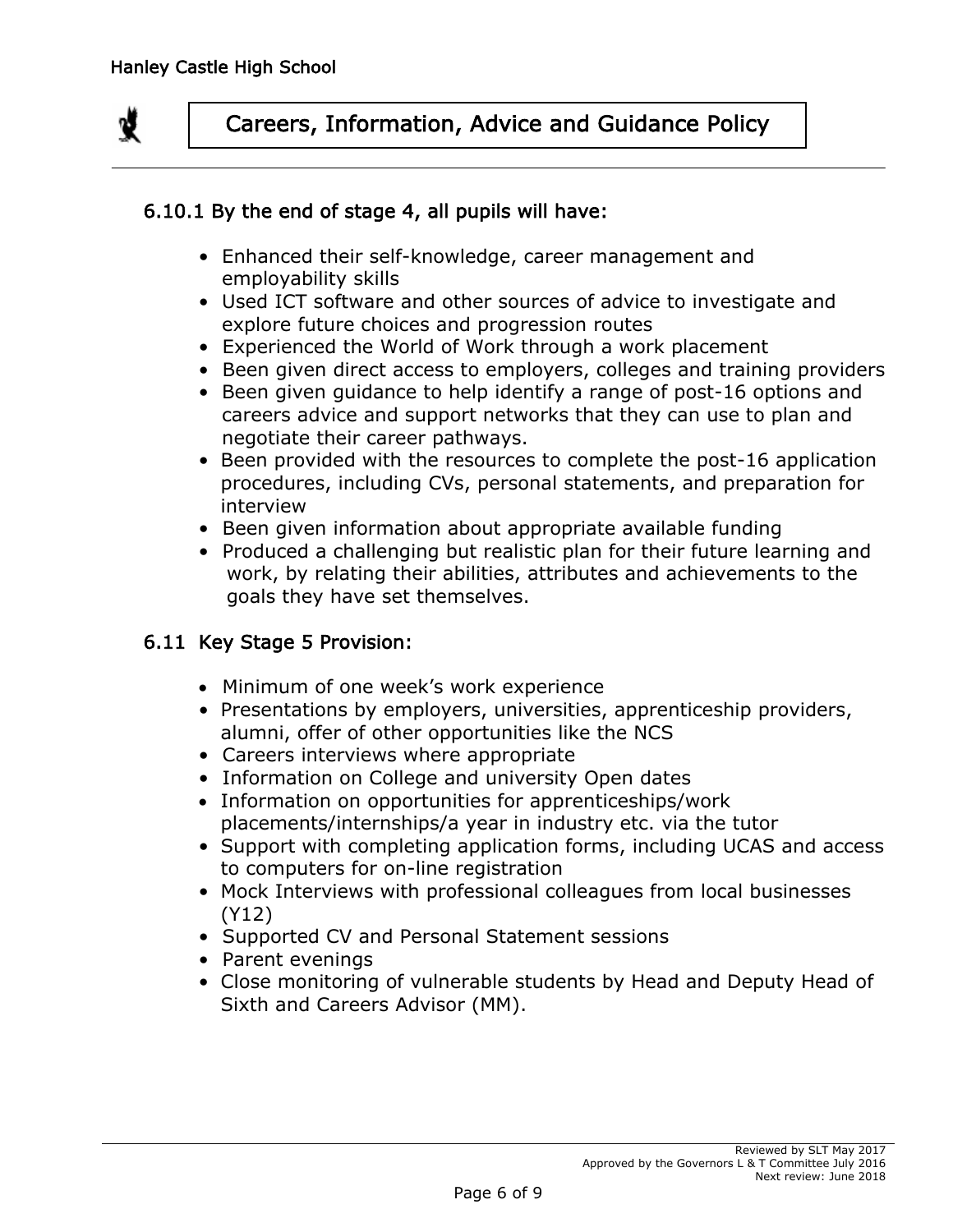### 6.10.1 By the end of stage 4, all pupils will have:

- Enhanced their self-knowledge, career management and employability skills
- Used ICT software and other sources of advice to investigate and explore future choices and progression routes
- Experienced the World of Work through a work placement
- Been given direct access to employers, colleges and training providers
- Been given guidance to help identify a range of post-16 options and careers advice and support networks that they can use to plan and negotiate their career pathways.
- Been provided with the resources to complete the post-16 application procedures, including CVs, personal statements, and preparation for interview
- Been given information about appropriate available funding
- Produced a challenging but realistic plan for their future learning and work, by relating their abilities, attributes and achievements to the goals they have set themselves.

### 6.11 Key Stage 5 Provision:

- Minimum of one week's work experience
- Presentations by employers, universities, apprenticeship providers, alumni, offer of other opportunities like the NCS
- Careers interviews where appropriate
- Information on College and university Open dates
- Information on opportunities for apprenticeships/work placements/internships/a year in industry etc. via the tutor
- Support with completing application forms, including UCAS and access to computers for on-line registration
- Mock Interviews with professional colleagues from local businesses (Y12)
- Supported CV and Personal Statement sessions
- Parent evenings
- Close monitoring of vulnerable students by Head and Deputy Head of Sixth and Careers Advisor (MM).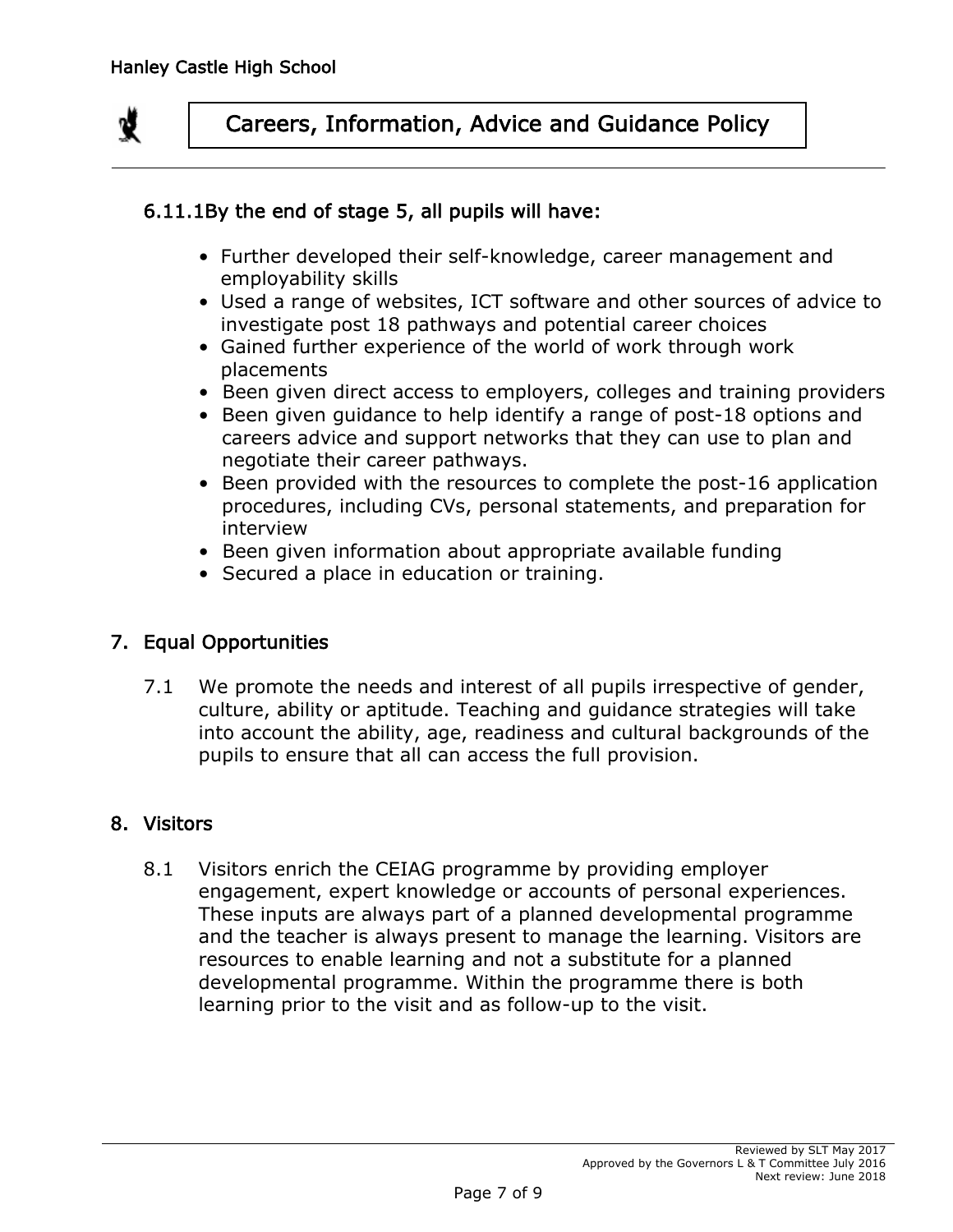### 6.11.1By the end of stage 5, all pupils will have:

- Further developed their self-knowledge, career management and employability skills
- Used a range of websites, ICT software and other sources of advice to investigate post 18 pathways and potential career choices
- Gained further experience of the world of work through work placements
- Been given direct access to employers, colleges and training providers
- Been given guidance to help identify a range of post-18 options and careers advice and support networks that they can use to plan and negotiate their career pathways.
- Been provided with the resources to complete the post-16 application procedures, including CVs, personal statements, and preparation for interview
- Been given information about appropriate available funding
- Secured a place in education or training.

## 7. Equal Opportunities

7.1 We promote the needs and interest of all pupils irrespective of gender, culture, ability or aptitude. Teaching and guidance strategies will take into account the ability, age, readiness and cultural backgrounds of the pupils to ensure that all can access the full provision.

## 8. Visitors

8.1 Visitors enrich the CEIAG programme by providing employer engagement, expert knowledge or accounts of personal experiences. These inputs are always part of a planned developmental programme and the teacher is always present to manage the learning. Visitors are resources to enable learning and not a substitute for a planned developmental programme. Within the programme there is both learning prior to the visit and as follow-up to the visit.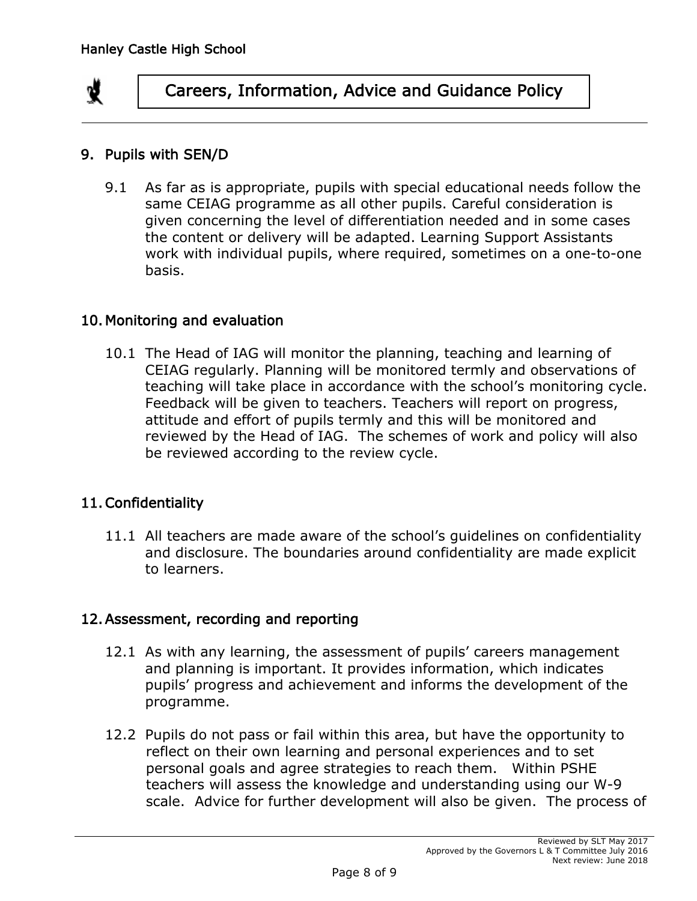## 9. Pupils with SEN/D

9.1 As far as is appropriate, pupils with special educational needs follow the same CEIAG programme as all other pupils. Careful consideration is given concerning the level of differentiation needed and in some cases the content or delivery will be adapted. Learning Support Assistants work with individual pupils, where required, sometimes on a one-to-one basis.

## 10. Monitoring and evaluation

10.1 The Head of IAG will monitor the planning, teaching and learning of CEIAG regularly. Planning will be monitored termly and observations of teaching will take place in accordance with the school's monitoring cycle. Feedback will be given to teachers. Teachers will report on progress, attitude and effort of pupils termly and this will be monitored and reviewed by the Head of IAG. The schemes of work and policy will also be reviewed according to the review cycle.

## 11. Confidentiality

11.1 All teachers are made aware of the school's guidelines on confidentiality and disclosure. The boundaries around confidentiality are made explicit to learners.

## 12. Assessment, recording and reporting

12.1 As with any learning, the assessment of pupils' careers management and planning is important. It provides information, which indicates pupils' progress and achievement and informs the development of the programme.

12.2 Pupils do not pass or fail within this area, but have the opportunity to reflect on their own learning and personal experiences and to set personal goals and agree strategies to reach them. Within PSHE teachers will assess the knowledge and understanding using our W-9 scale. Advice for further development will also be given. The process of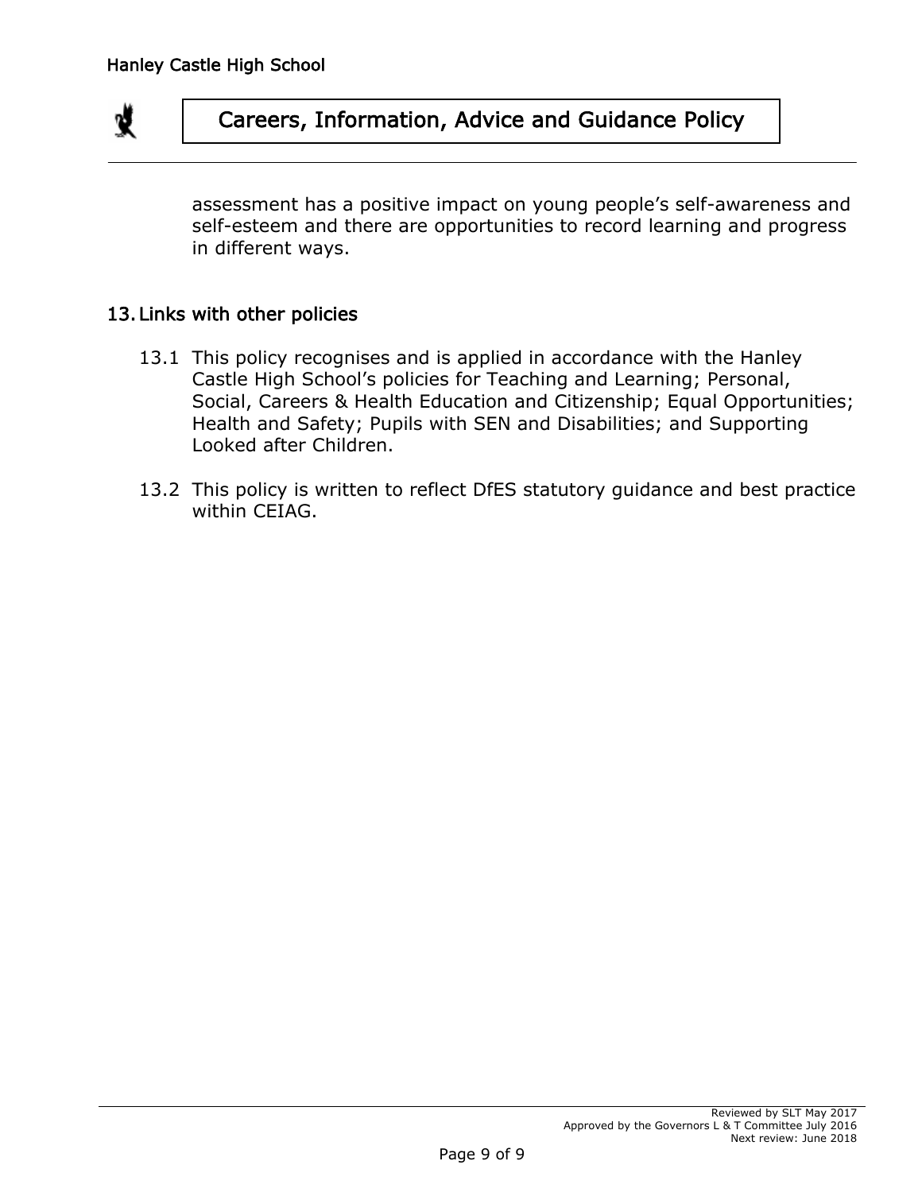assessment has a positive impact on young people's self-awareness and self-esteem and there are opportunities to record learning and progress in different ways.

## 13. Links with other policies

13.1 This policy recognises and is applied in accordance with the Hanley Castle High School's policies for Teaching and Learning; Personal, Social, Careers & Health Education and Citizenship; Equal Opportunities; Health and Safety; Pupils with SEN and Disabilities; and Supporting Looked after Children.

13.2 This policy is written to reflect DfES statutory guidance and best practice within CEIAG.

Reviewed by SLT May 2017
Approved by the Governors L & T Committee July 2016
Next review: June 2018